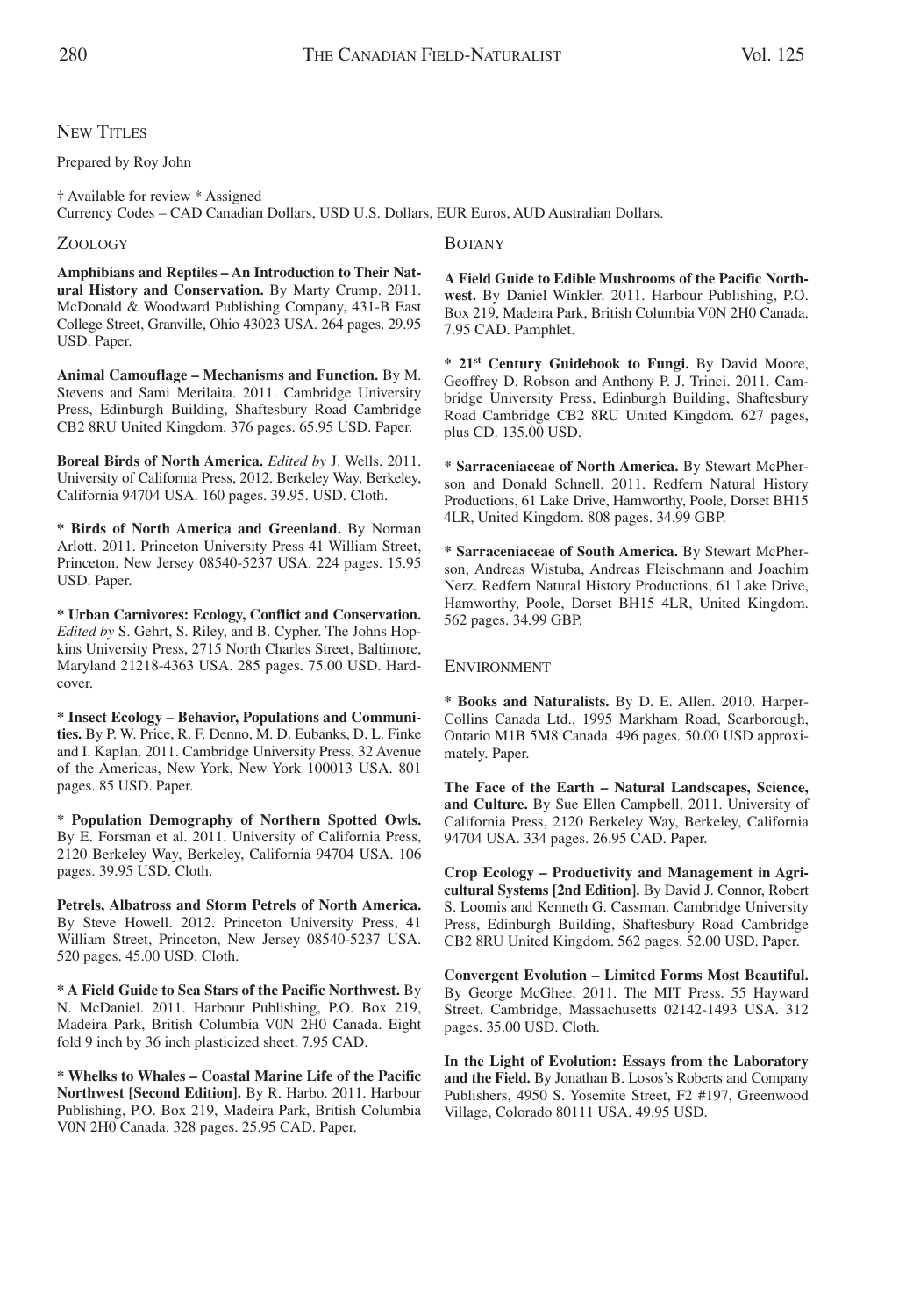## New Titles

Prepared by Roy John

† Available for review * Assigned
Currency Codes – CAD Canadian Dollars, USD U.S. Dollars, EUR Euros, AUD Australian Dollars.

### Zoology

**Amphibians and Reptiles – An Introduction to Their Natural History and Conservation.** By Marty Crump. 2011. McDonald & Woodward Publishing Company, 431-B East College Street, Granville, Ohio 43023 USA. 264 pages. 29.95 USD. Paper.

**Animal Camouflage – Mechanisms and Function.** By M. Stevens and Sami Merilaita. 2011. Cambridge University Press, Edinburgh Building, Shaftesbury Road Cambridge CB2 8RU United Kingdom. 376 pages. 65.95 USD. Paper.

**Boreal Birds of North America.** *Edited by* J. Wells. 2011. University of California Press, 2012. Berkeley Way, Berkeley, California 94704 USA. 160 pages. 39.95. USD. Cloth.

**\* Birds of North America and Greenland.** By Norman Arlott. 2011. Princeton University Press 41 William Street, Princeton, New Jersey 08540-5237 USA. 224 pages. 15.95 USD. Paper.

**\* Urban Carnivores: Ecology, Conflict and Conservation.** *Edited by* S. Gehrt, S. Riley, and B. Cypher. The Johns Hopkins University Press, 2715 North Charles Street, Baltimore, Maryland 21218-4363 USA. 285 pages. 75.00 USD. Hardcover.

**\* Insect Ecology – Behavior, Populations and Communities.** By P. W. Price, R. F. Denno, M. D. Eubanks, D. L. Finke and I. Kaplan. 2011. Cambridge University Press, 32 Avenue of the Americas, New York, New York 100013 USA. 801 pages. 85 USD. Paper.

**\* Population Demography of Northern Spotted Owls.** By E. Forsman et al. 2011. University of California Press, 2120 Berkeley Way, Berkeley, California 94704 USA. 106 pages. 39.95 USD. Cloth.

**Petrels, Albatross and Storm Petrels of North America.** By Steve Howell. 2012. Princeton University Press, 41 William Street, Princeton, New Jersey 08540-5237 USA. 520 pages. 45.00 USD. Cloth.

**\* A Field Guide to Sea Stars of the Pacific Northwest.** By N. McDaniel. 2011. Harbour Publishing, P.O. Box 219, Madeira Park, British Columbia V0N 2H0 Canada. Eight fold 9 inch by 36 inch plasticized sheet. 7.95 CAD.

**\* Whelks to Whales – Coastal Marine Life of the Pacific Northwest [Second Edition].** By R. Harbo. 2011. Harbour Publishing, P.O. Box 219, Madeira Park, British Columbia V0N 2H0 Canada. 328 pages. 25.95 CAD. Paper.

### Botany

**A Field Guide to Edible Mushrooms of the Pacific Northwest.** By Daniel Winkler. 2011. Harbour Publishing, P.O. Box 219, Madeira Park, British Columbia V0N 2H0 Canada. 7.95 CAD. Pamphlet.

**\* 21st Century Guidebook to Fungi.** By David Moore, Geoffrey D. Robson and Anthony P. J. Trinci. 2011. Cambridge University Press, Edinburgh Building, Shaftesbury Road Cambridge CB2 8RU United Kingdom. 627 pages, plus CD. 135.00 USD.

**\* Sarraceniaceae of North America.** By Stewart McPherson and Donald Schnell. 2011. Redfern Natural History Productions, 61 Lake Drive, Hamworthy, Poole, Dorset BH15 4LR, United Kingdom. 808 pages. 34.99 GBP.

**\* Sarraceniaceae of South America.** By Stewart McPherson, Andreas Wistuba, Andreas Fleischmann and Joachim Nerz. Redfern Natural History Productions, 61 Lake Drive, Hamworthy, Poole, Dorset BH15 4LR, United Kingdom. 562 pages. 34.99 GBP.

### Environment

**\* Books and Naturalists.** By D. E. Allen. 2010. HarperCollins Canada Ltd., 1995 Markham Road, Scarborough, Ontario M1B 5M8 Canada. 496 pages. 50.00 USD approximately. Paper.

**The Face of the Earth – Natural Landscapes, Science, and Culture.** By Sue Ellen Campbell. 2011. University of California Press, 2120 Berkeley Way, Berkeley, California 94704 USA. 334 pages. 26.95 CAD. Paper.

**Crop Ecology – Productivity and Management in Agricultural Systems [2nd Edition].** By David J. Connor, Robert S. Loomis and Kenneth G. Cassman. Cambridge University Press, Edinburgh Building, Shaftesbury Road Cambridge CB2 8RU United Kingdom. 562 pages. 52.00 USD. Paper.

**Convergent Evolution – Limited Forms Most Beautiful.** By George McGhee. 2011. The MIT Press. 55 Hayward Street, Cambridge, Massachusetts 02142-1493 USA. 312 pages. 35.00 USD. Cloth.

**In the Light of Evolution: Essays from the Laboratory and the Field.** By Jonathan B. Losos's Roberts and Company Publishers, 4950 S. Yosemite Street, F2 #197, Greenwood Village, Colorado 80111 USA. 49.95 USD.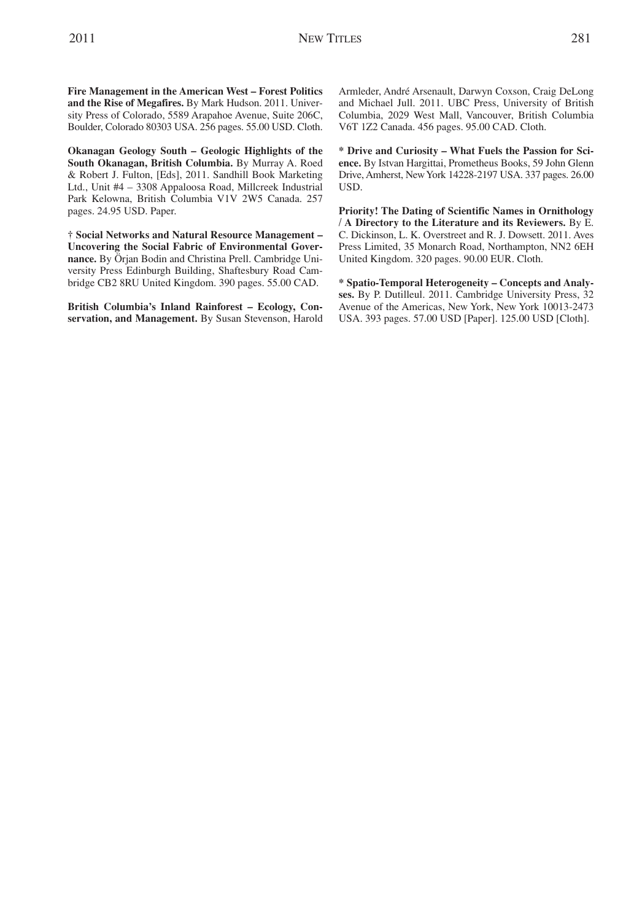**Fire Management in the American West – Forest Politics and the Rise of Megafires.** By Mark Hudson. 2011. University Press of Colorado, 5589 Arapahoe Avenue, Suite 206C, Boulder, Colorado 80303 USA. 256 pages. 55.00 USD. Cloth.

**Okanagan Geology South – Geologic Highlights of the South Okanagan, British Columbia.** By Murray A. Roed & Robert J. Fulton, [Eds], 2011. Sandhill Book Marketing Ltd., Unit #4 – 3308 Appaloosa Road, Millcreek Industrial Park Kelowna, British Columbia V1V 2W5 Canada. 257 pages. 24.95 USD. Paper.

**† Social Networks and Natural Resource Management – Uncovering the Social Fabric of Environmental Governance.** By Örjan Bodin and Christina Prell. Cambridge University Press Edinburgh Building, Shaftesbury Road Cambridge CB2 8RU United Kingdom. 390 pages. 55.00 CAD.

**British Columbia's Inland Rainforest – Ecology, Conservation, and Management.** By Susan Stevenson, Harold Armleder, André Arsenault, Darwyn Coxson, Craig DeLong and Michael Jull. 2011. UBC Press, University of British Columbia, 2029 West Mall, Vancouver, British Columbia V6T 1Z2 Canada. 456 pages. 95.00 CAD. Cloth.

**\* Drive and Curiosity – What Fuels the Passion for Science.** By Istvan Hargittai, Prometheus Books, 59 John Glenn Drive, Amherst, New York 14228-2197 USA. 337 pages. 26.00 USD.

**Priority! The Dating of Scientific Names in Ornithology / A Directory to the Literature and its Reviewers.** By E. C. Dickinson, L. K. Overstreet and R. J. Dowsett. 2011. Aves Press Limited, 35 Monarch Road, Northampton, NN2 6EH United Kingdom. 320 pages. 90.00 EUR. Cloth.

**\* Spatio-Temporal Heterogeneity – Concepts and Analyses.** By P. Dutilleul. 2011. Cambridge University Press, 32 Avenue of the Americas, New York, New York 10013-2473 USA. 393 pages. 57.00 USD [Paper]. 125.00 USD [Cloth].